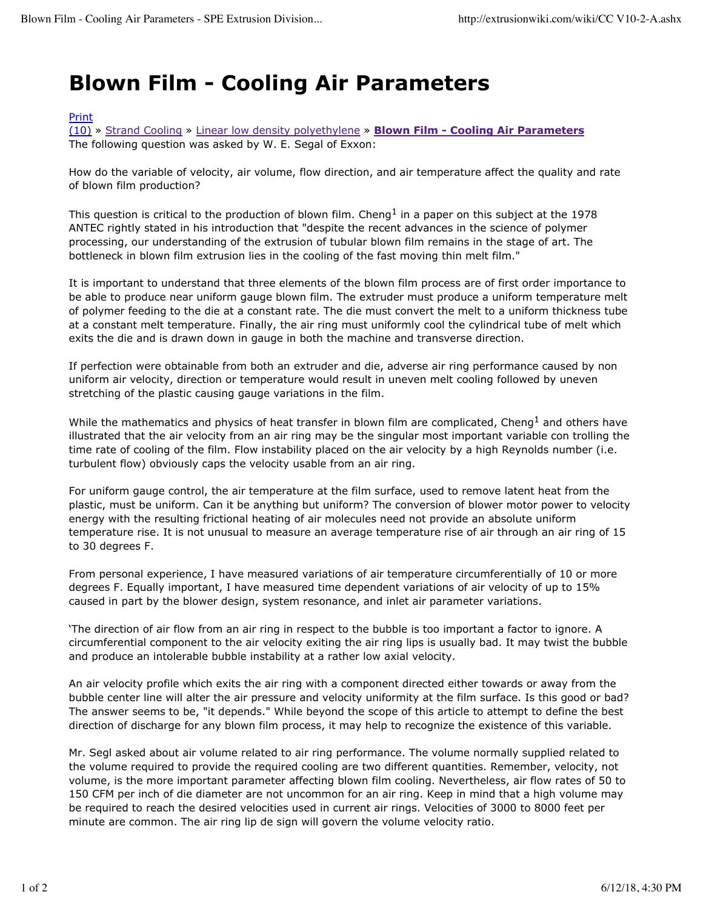# Blown Film - Cooling Air Parameters

Print
(10) » Strand Cooling » Linear low density polyethylene » **Blown Film - Cooling Air Parameters**
The following question was asked by W. E. Segal of Exxon:

How do the variable of velocity, air volume, flow direction, and air temperature affect the quality and rate of blown film production?

This question is critical to the production of blown film. Cheng[1] in a paper on this subject at the 1978 ANTEC rightly stated in his introduction that "despite the recent advances in the science of polymer processing, our understanding of the extrusion of tubular blown film remains in the stage of art. The bottleneck in blown film extrusion lies in the cooling of the fast moving thin melt film."

It is important to understand that three elements of the blown film process are of first order importance to be able to produce near uniform gauge blown film. The extruder must produce a uniform temperature melt of polymer feeding to the die at a constant rate. The die must convert the melt to a uniform thickness tube at a constant melt temperature. Finally, the air ring must uniformly cool the cylindrical tube of melt which exits the die and is drawn down in gauge in both the machine and transverse direction.

If perfection were obtainable from both an extruder and die, adverse air ring performance caused by non uniform air velocity, direction or temperature would result in uneven melt cooling followed by uneven stretching of the plastic causing gauge variations in the film.

While the mathematics and physics of heat transfer in blown film are complicated, Cheng[1] and others have illustrated that the air velocity from an air ring may be the singular most important variable con trolling the time rate of cooling of the film. Flow instability placed on the air velocity by a high Reynolds number (i.e. turbulent flow) obviously caps the velocity usable from an air ring.

For uniform gauge control, the air temperature at the film surface, used to remove latent heat from the plastic, must be uniform. Can it be anything but uniform? The conversion of blower motor power to velocity energy with the resulting frictional heating of air molecules need not provide an absolute uniform temperature rise. It is not unusual to measure an average temperature rise of air through an air ring of 15 to 30 degrees F.

From personal experience, I have measured variations of air temperature circumferentially of 10 or more degrees F. Equally important, I have measured time dependent variations of air velocity of up to 15% caused in part by the blower design, system resonance, and inlet air parameter variations.

'The direction of air flow from an air ring in respect to the bubble is too important a factor to ignore. A circumferential component to the air velocity exiting the air ring lips is usually bad. It may twist the bubble and produce an intolerable bubble instability at a rather low axial velocity.

An air velocity profile which exits the air ring with a component directed either towards or away from the bubble center line will alter the air pressure and velocity uniformity at the film surface. Is this good or bad? The answer seems to be, "it depends." While beyond the scope of this article to attempt to define the best direction of discharge for any blown film process, it may help to recognize the existence of this variable.

Mr. Segl asked about air volume related to air ring performance. The volume normally supplied related to the volume required to provide the required cooling are two different quantities. Remember, velocity, not volume, is the more important parameter affecting blown film cooling. Nevertheless, air flow rates of 50 to 150 CFM per inch of die diameter are not uncommon for an air ring. Keep in mind that a high volume may be required to reach the desired velocities used in current air rings. Velocities of 3000 to 8000 feet per minute are common. The air ring lip de sign will govern the volume velocity ratio.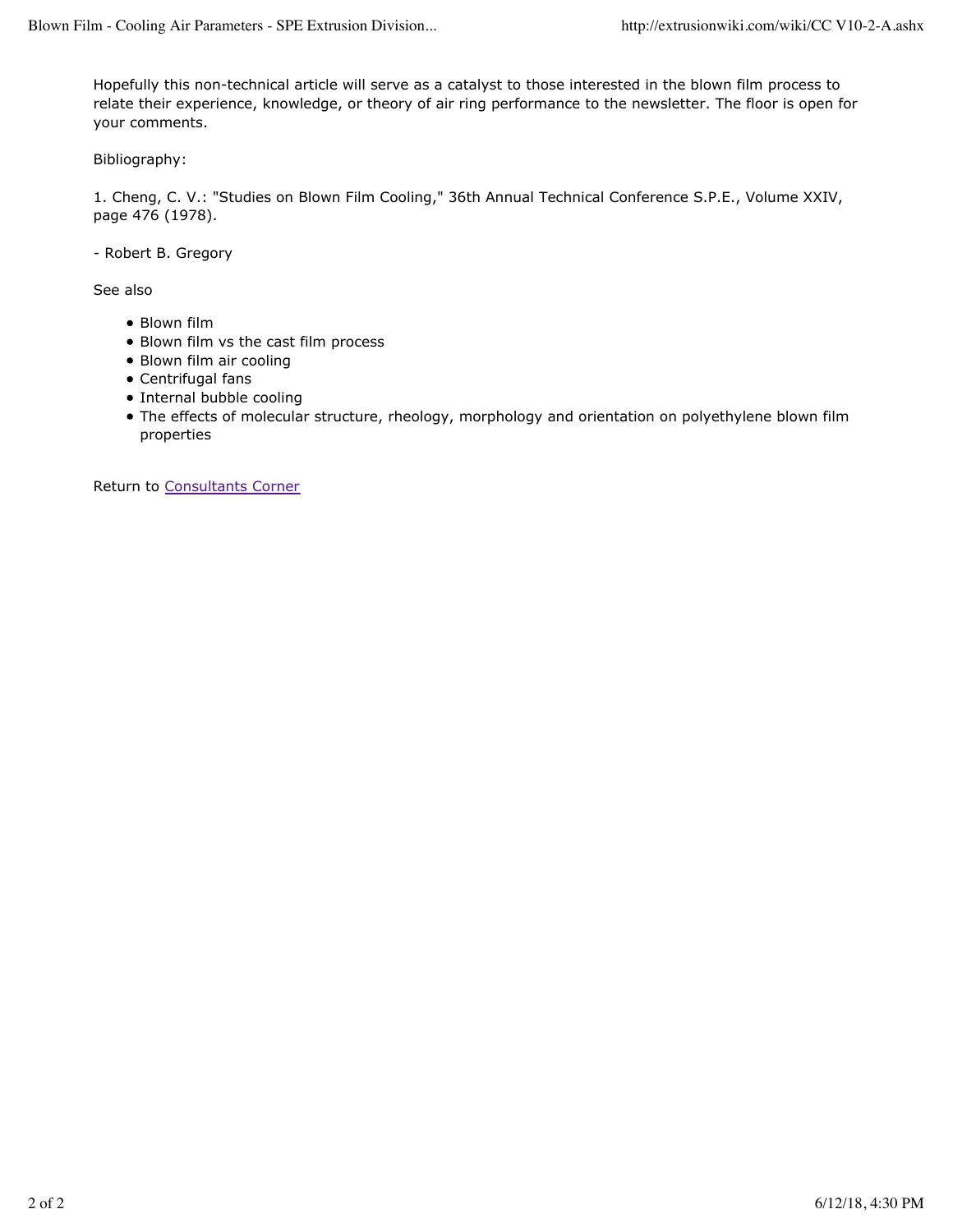Hopefully this non-technical article will serve as a catalyst to those interested in the blown film process to relate their experience, knowledge, or theory of air ring performance to the newsletter. The floor is open for your comments.

Bibliography:

1. Cheng, C. V.: "Studies on Blown Film Cooling," 36th Annual Technical Conference S.P.E., Volume XXIV, page 476 (1978).

- Robert B. Gregory

See also

- Blown film
- Blown film vs the cast film process
- Blown film air cooling
- Centrifugal fans
- Internal bubble cooling
- The effects of molecular structure, rheology, morphology and orientation on polyethylene blown film properties

Return to Consultants Corner